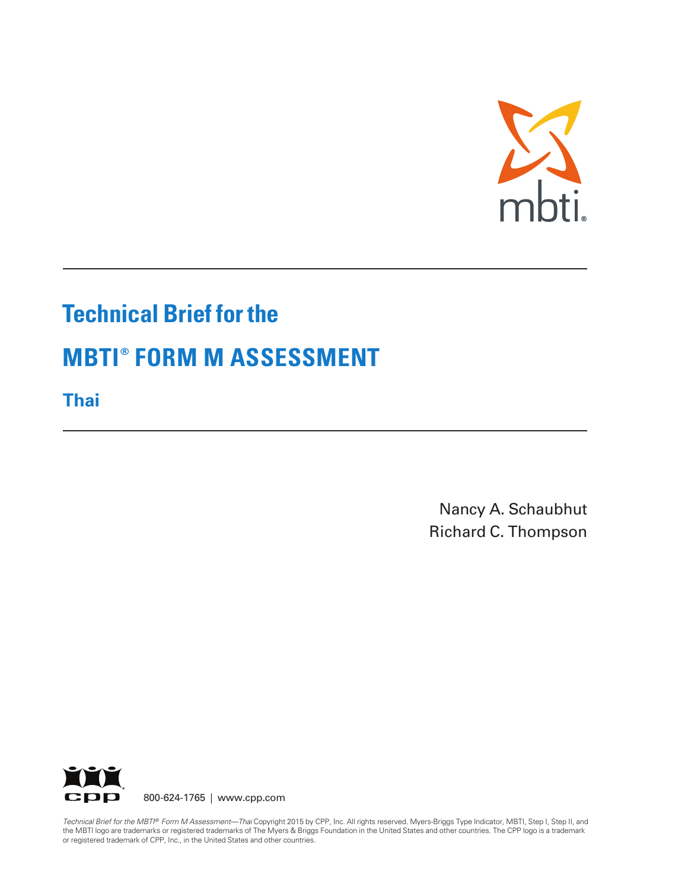mbti®

# Technical Brief for the

# MBTI® FORM M ASSESSMENT

## Thai

Nancy A. Schaubhut
Richard C. Thompson

cpp 800-624-1765 | www.cpp.com

*Technical Brief for the MBTI® Form M Assessment—Thai* Copyright 2015 by CPP, Inc. All rights reserved. Myers-Briggs Type Indicator, MBTI, Step I, Step II, and the MBTI logo are trademarks or registered trademarks of The Myers & Briggs Foundation in the United States and other countries. The CPP logo is a trademark or registered trademark of CPP, Inc., in the United States and other countries.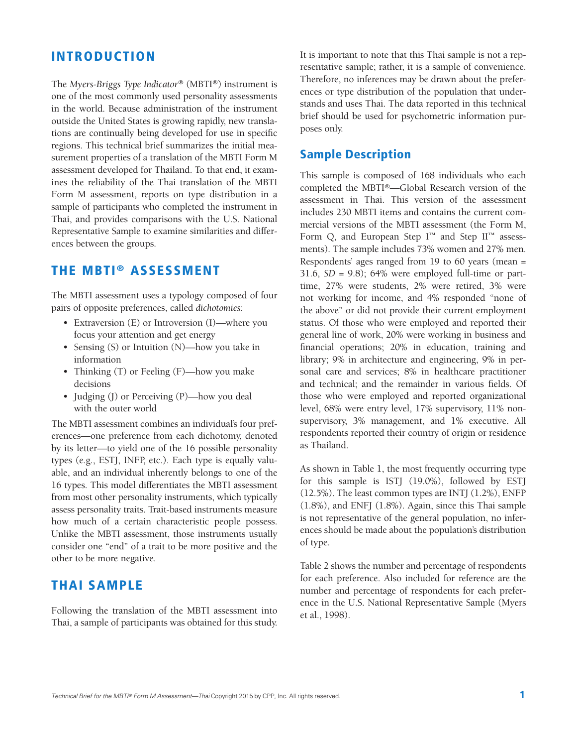## INTRODUCTION

The *Myers-Briggs Type Indicator*® (MBTI®) instrument is one of the most commonly used personality assessments in the world. Because administration of the instrument outside the United States is growing rapidly, new translations are continually being developed for use in specific regions. This technical brief summarizes the initial measurement properties of a translation of the MBTI Form M assessment developed for Thailand. To that end, it examines the reliability of the Thai translation of the MBTI Form M assessment, reports on type distribution in a sample of participants who completed the instrument in Thai, and provides comparisons with the U.S. National Representative Sample to examine similarities and differences between the groups.

## THE MBTI® ASSESSMENT

The MBTI assessment uses a typology composed of four pairs of opposite preferences, called *dichotomies:*

- Extraversion (E) or Introversion (I)—where you focus your attention and get energy
- Sensing (S) or Intuition (N)—how you take in information
- Thinking (T) or Feeling (F)—how you make decisions
- Judging (J) or Perceiving (P)—how you deal with the outer world

The MBTI assessment combines an individual's four preferences—one preference from each dichotomy, denoted by its letter—to yield one of the 16 possible personality types (e.g., ESTJ, INFP, etc.). Each type is equally valuable, and an individual inherently belongs to one of the 16 types. This model differentiates the MBTI assessment from most other personality instruments, which typically assess personality traits. Trait-based instruments measure how much of a certain characteristic people possess. Unlike the MBTI assessment, those instruments usually consider one "end" of a trait to be more positive and the other to be more negative.

## THAI SAMPLE

Following the translation of the MBTI assessment into Thai, a sample of participants was obtained for this study. It is important to note that this Thai sample is not a representative sample; rather, it is a sample of convenience. Therefore, no inferences may be drawn about the preferences or type distribution of the population that understands and uses Thai. The data reported in this technical brief should be used for psychometric information purposes only.

### Sample Description

This sample is composed of 168 individuals who each completed the MBTI®—Global Research version of the assessment in Thai. This version of the assessment includes 230 MBTI items and contains the current commercial versions of the MBTI assessment (the Form M, Form Q, and European Step I™ and Step II™ assessments). The sample includes 73% women and 27% men. Respondents' ages ranged from 19 to 60 years (mean = 31.6, *SD* = 9.8); 64% were employed full-time or part-time, 27% were students, 2% were retired, 3% were not working for income, and 4% responded "none of the above" or did not provide their current employment status. Of those who were employed and reported their general line of work, 20% were working in business and financial operations; 20% in education, training and library; 9% in architecture and engineering, 9% in personal care and services; 8% in healthcare practitioner and technical; and the remainder in various fields. Of those who were employed and reported organizational level, 68% were entry level, 17% supervisory, 11% non-supervisory, 3% management, and 1% executive. All respondents reported their country of origin or residence as Thailand.

As shown in Table 1, the most frequently occurring type for this sample is ISTJ (19.0%), followed by ESTJ (12.5%). The least common types are INTJ (1.2%), ENFP (1.8%), and ENFJ (1.8%). Again, since this Thai sample is not representative of the general population, no inferences should be made about the population's distribution of type.

Table 2 shows the number and percentage of respondents for each preference. Also included for reference are the number and percentage of respondents for each preference in the U.S. National Representative Sample (Myers et al., 1998).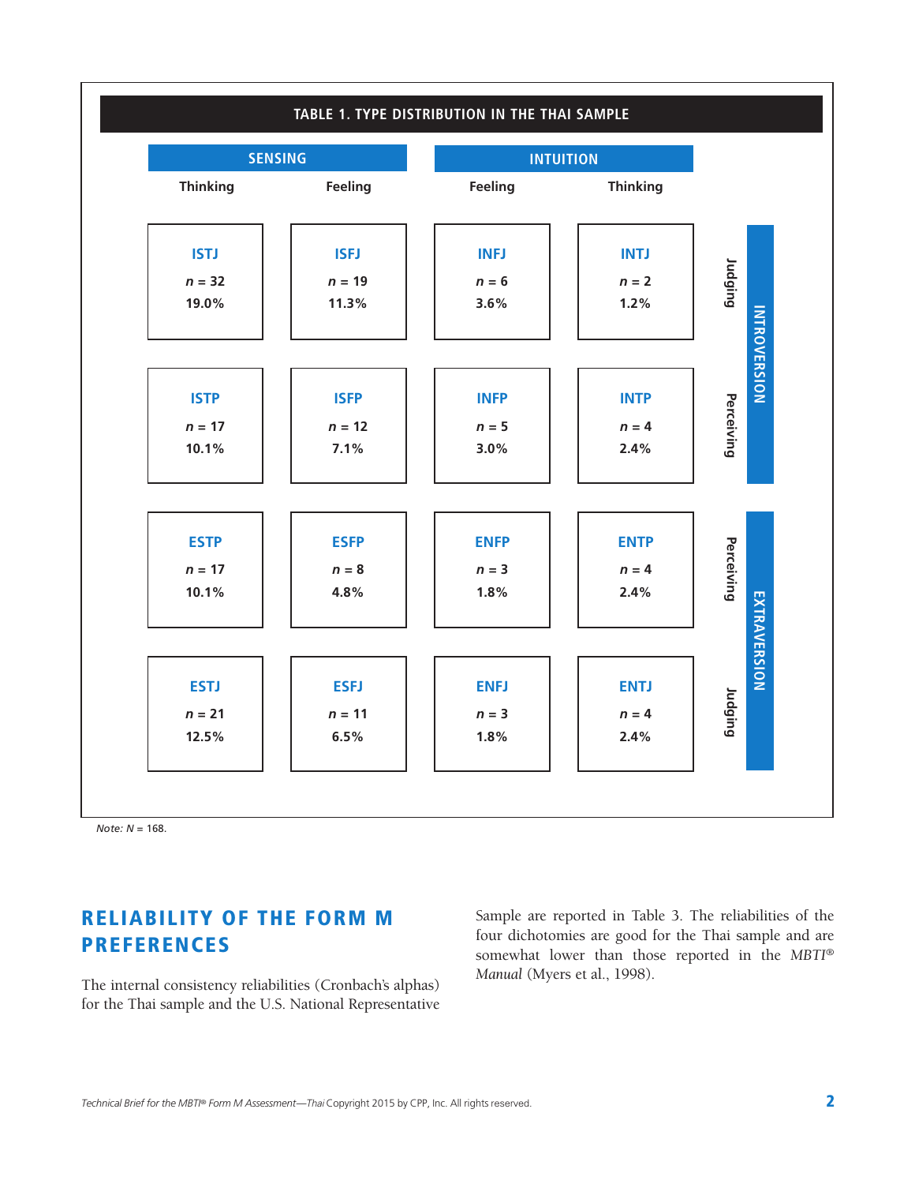**TABLE 1. TYPE DISTRIBUTION IN THE THAI SAMPLE**

| | SENSING | | INTUITION | | | |
|---|---|---|---|---|---|---|
| | Thinking | Feeling | Feeling | Thinking | | |
| | ISTJ<br>*n* = 32<br>19.0% | ISFJ<br>*n* = 19<br>11.3% | INFJ<br>*n* = 6<br>3.6% | INTJ<br>*n* = 2<br>1.2% | Judging | INTROVERSION |
| | ISTP<br>*n* = 17<br>10.1% | ISFP<br>*n* = 12<br>7.1% | INFP<br>*n* = 5<br>3.0% | INTP<br>*n* = 4<br>2.4% | Perceiving | INTROVERSION |
| | ESTP<br>*n* = 17<br>10.1% | ESFP<br>*n* = 8<br>4.8% | ENFP<br>*n* = 3<br>1.8% | ENTP<br>*n* = 4<br>2.4% | Perceiving | EXTRAVERSION |
| | ESTJ<br>*n* = 21<br>12.5% | ESFJ<br>*n* = 11<br>6.5% | ENFJ<br>*n* = 3<br>1.8% | ENTJ<br>*n* = 4<br>2.4% | Judging | EXTRAVERSION |

*Note: N* = 168.

## RELIABILITY OF THE FORM M PREFERENCES

The internal consistency reliabilities (Cronbach's alphas) for the Thai sample and the U.S. National Representative Sample are reported in Table 3. The reliabilities of the four dichotomies are good for the Thai sample and are somewhat lower than those reported in the *MBTI® Manual* (Myers et al., 1998).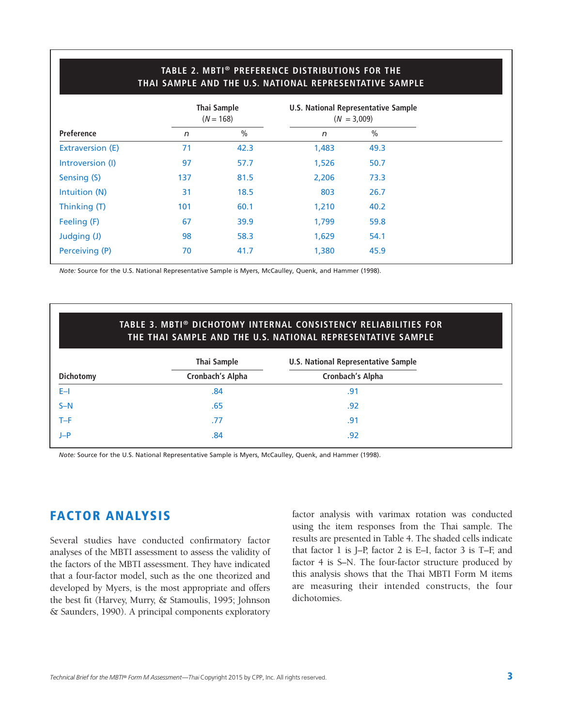**TABLE 2. MBTI® PREFERENCE DISTRIBUTIONS FOR THE THAI SAMPLE AND THE U.S. NATIONAL REPRESENTATIVE SAMPLE**

| Preference | Thai Sample ($N$ = 168) | | U.S. National Representative Sample ($N$ = 3,009) | |
|---|---|---|---|---|
| | $n$ | % | $n$ | % |
| Extraversion (E) | 71 | 42.3 | 1,483 | 49.3 |
| Introversion (I) | 97 | 57.7 | 1,526 | 50.7 |
| Sensing (S) | 137 | 81.5 | 2,206 | 73.3 |
| Intuition (N) | 31 | 18.5 | 803 | 26.7 |
| Thinking (T) | 101 | 60.1 | 1,210 | 40.2 |
| Feeling (F) | 67 | 39.9 | 1,799 | 59.8 |
| Judging (J) | 98 | 58.3 | 1,629 | 54.1 |
| Perceiving (P) | 70 | 41.7 | 1,380 | 45.9 |

*Note:* Source for the U.S. National Representative Sample is Myers, McCaulley, Quenk, and Hammer (1998).

**TABLE 3. MBTI® DICHOTOMY INTERNAL CONSISTENCY RELIABILITIES FOR THE THAI SAMPLE AND THE U.S. NATIONAL REPRESENTATIVE SAMPLE**

| Dichotomy | Thai Sample | U.S. National Representative Sample |
|---|---|---|
| | Cronbach's Alpha | Cronbach's Alpha |
| E–I | .84 | .91 |
| S–N | .65 | .92 |
| T–F | .77 | .91 |
| J–P | .84 | .92 |

*Note:* Source for the U.S. National Representative Sample is Myers, McCaulley, Quenk, and Hammer (1998).

## FACTOR ANALYSIS

Several studies have conducted confirmatory factor analyses of the MBTI assessment to assess the validity of the factors of the MBTI assessment. They have indicated that a four-factor model, such as the one theorized and developed by Myers, is the most appropriate and offers the best fit (Harvey, Murry, & Stamoulis, 1995; Johnson & Saunders, 1990). A principal components exploratory factor analysis with varimax rotation was conducted using the item responses from the Thai sample. The results are presented in Table 4. The shaded cells indicate that factor 1 is J–P, factor 2 is E–I, factor 3 is T–F, and factor 4 is S–N. The four-factor structure produced by this analysis shows that the Thai MBTI Form M items are measuring their intended constructs, the four dichotomies.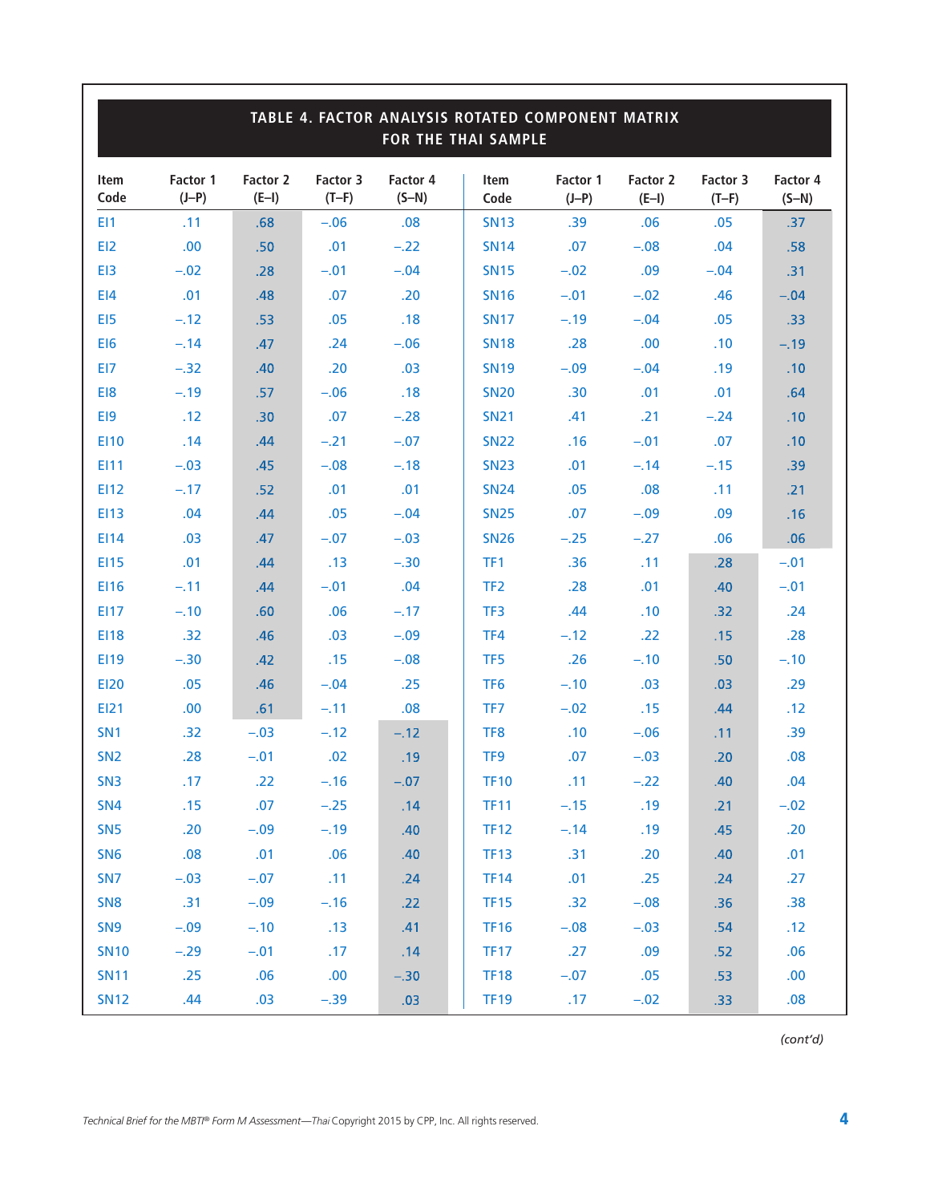## TABLE 4. FACTOR ANALYSIS ROTATED COMPONENT MATRIX FOR THE THAI SAMPLE

| Item Code | Factor 1 (J–P) | Factor 2 (E–I) | Factor 3 (T–F) | Factor 4 (S–N) | Item Code | Factor 1 (J–P) | Factor 2 (E–I) | Factor 3 (T–F) | Factor 4 (S–N) |
|---|---|---|---|---|---|---|---|---|---|
| EI1 | .11 | .68 | –.06 | .08 | SN13 | .39 | .06 | .05 | .37 |
| EI2 | .00 | .50 | .01 | –.22 | SN14 | .07 | –.08 | .04 | .58 |
| EI3 | –.02 | .28 | –.01 | –.04 | SN15 | –.02 | .09 | –.04 | .31 |
| EI4 | .01 | .48 | .07 | .20 | SN16 | –.01 | –.02 | .46 | –.04 |
| EI5 | –.12 | .53 | .05 | .18 | SN17 | –.19 | –.04 | .05 | .33 |
| EI6 | –.14 | .47 | .24 | –.06 | SN18 | .28 | .00 | .10 | –.19 |
| EI7 | –.32 | .40 | .20 | .03 | SN19 | –.09 | –.04 | .19 | .10 |
| EI8 | –.19 | .57 | –.06 | .18 | SN20 | .30 | .01 | .01 | .64 |
| EI9 | .12 | .30 | .07 | –.28 | SN21 | .41 | .21 | –.24 | .10 |
| EI10 | .14 | .44 | –.21 | –.07 | SN22 | .16 | –.01 | .07 | .10 |
| EI11 | –.03 | .45 | –.08 | –.18 | SN23 | .01 | –.14 | –.15 | .39 |
| EI12 | –.17 | .52 | .01 | .01 | SN24 | .05 | .08 | .11 | .21 |
| EI13 | .04 | .44 | .05 | –.04 | SN25 | .07 | –.09 | .09 | .16 |
| EI14 | .03 | .47 | –.07 | –.03 | SN26 | –.25 | –.27 | .06 | .06 |
| EI15 | .01 | .44 | .13 | –.30 | TF1 | .36 | .11 | .28 | –.01 |
| EI16 | –.11 | .44 | –.01 | .04 | TF2 | .28 | .01 | .40 | –.01 |
| EI17 | –.10 | .60 | .06 | –.17 | TF3 | .44 | .10 | .32 | .24 |
| EI18 | .32 | .46 | .03 | –.09 | TF4 | –.12 | .22 | .15 | .28 |
| EI19 | –.30 | .42 | .15 | –.08 | TF5 | .26 | –.10 | .50 | –.10 |
| EI20 | .05 | .46 | –.04 | .25 | TF6 | –.10 | .03 | .03 | .29 |
| EI21 | .00 | .61 | –.11 | .08 | TF7 | –.02 | .15 | .44 | .12 |
| SN1 | .32 | –.03 | –.12 | –.12 | TF8 | .10 | –.06 | .11 | .39 |
| SN2 | .28 | –.01 | .02 | .19 | TF9 | .07 | –.03 | .20 | .08 |
| SN3 | .17 | .22 | –.16 | –.07 | TF10 | .11 | –.22 | .40 | .04 |
| SN4 | .15 | .07 | –.25 | .14 | TF11 | –.15 | .19 | .21 | –.02 |
| SN5 | .20 | –.09 | –.19 | .40 | TF12 | –.14 | .19 | .45 | .20 |
| SN6 | .08 | .01 | .06 | .40 | TF13 | .31 | .20 | .40 | .01 |
| SN7 | –.03 | –.07 | .11 | .24 | TF14 | .01 | .25 | .24 | .27 |
| SN8 | .31 | –.09 | –.16 | .22 | TF15 | .32 | –.08 | .36 | .38 |
| SN9 | –.09 | –.10 | .13 | .41 | TF16 | –.08 | –.03 | .54 | .12 |
| SN10 | –.29 | –.01 | .17 | .14 | TF17 | .27 | .09 | .52 | .06 |
| SN11 | .25 | .06 | .00 | –.30 | TF18 | –.07 | .05 | .53 | .00 |
| SN12 | .44 | .03 | –.39 | .03 | TF19 | .17 | –.02 | .33 | .08 |

*(cont'd)*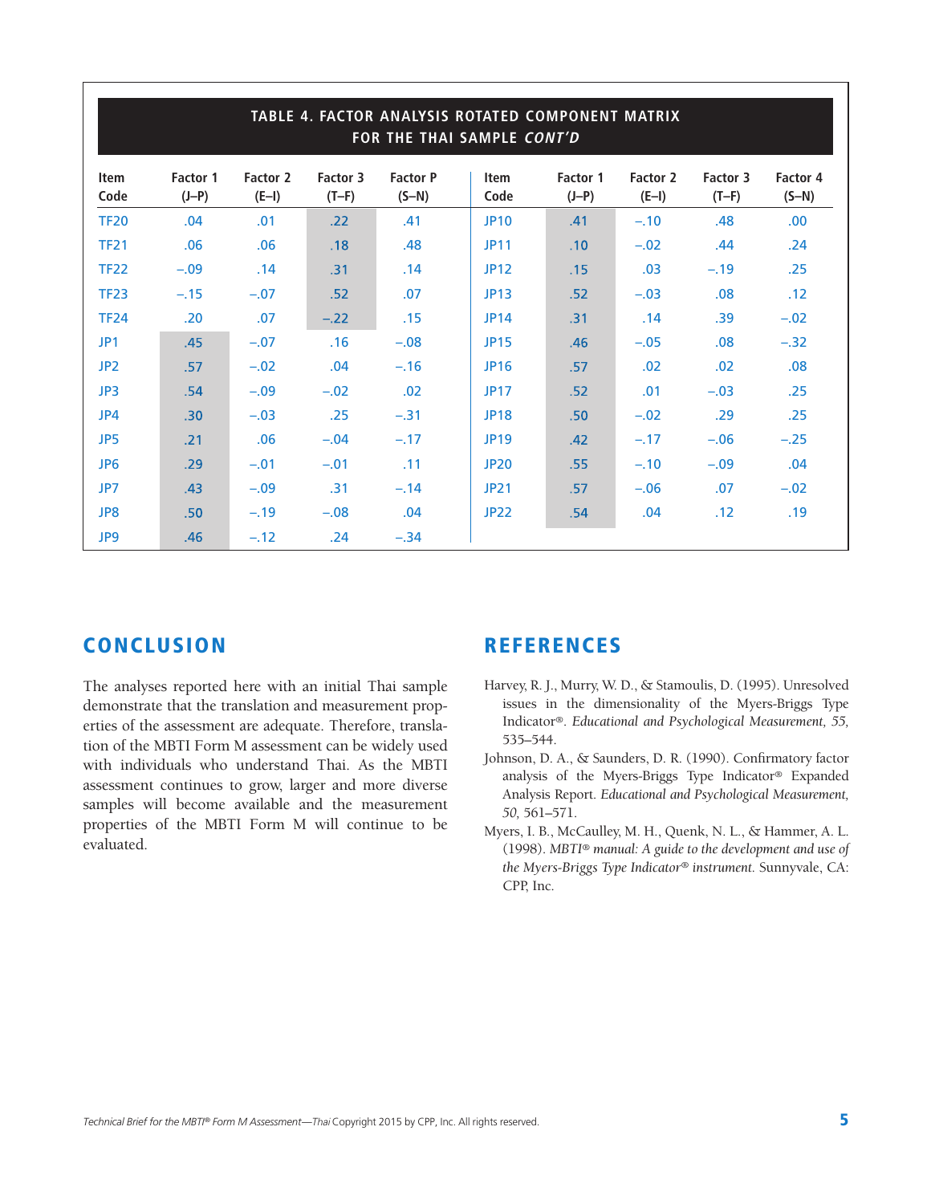## TABLE 4. FACTOR ANALYSIS ROTATED COMPONENT MATRIX FOR THE THAI SAMPLE *CONT'D*

| Item Code | Factor 1 (J–P) | Factor 2 (E–I) | Factor 3 (T–F) | Factor P (S–N) | Item Code | Factor 1 (J–P) | Factor 2 (E–I) | Factor 3 (T–F) | Factor 4 (S–N) |
|---|---|---|---|---|---|---|---|---|---|
| TF20 | .04 | .01 | .22 | .41 | JP10 | .41 | –.10 | .48 | .00 |
| TF21 | .06 | .06 | .18 | .48 | JP11 | .10 | –.02 | .44 | .24 |
| TF22 | –.09 | .14 | .31 | .14 | JP12 | .15 | .03 | –.19 | .25 |
| TF23 | –.15 | –.07 | .52 | .07 | JP13 | .52 | –.03 | .08 | .12 |
| TF24 | .20 | .07 | –.22 | .15 | JP14 | .31 | .14 | .39 | –.02 |
| JP1 | .45 | –.07 | .16 | –.08 | JP15 | .46 | –.05 | .08 | –.32 |
| JP2 | .57 | –.02 | .04 | –.16 | JP16 | .57 | .02 | .02 | .08 |
| JP3 | .54 | –.09 | –.02 | .02 | JP17 | .52 | .01 | –.03 | .25 |
| JP4 | .30 | –.03 | .25 | –.31 | JP18 | .50 | –.02 | .29 | .25 |
| JP5 | .21 | .06 | –.04 | –.17 | JP19 | .42 | –.17 | –.06 | –.25 |
| JP6 | .29 | –.01 | –.01 | .11 | JP20 | .55 | –.10 | –.09 | .04 |
| JP7 | .43 | –.09 | .31 | –.14 | JP21 | .57 | –.06 | .07 | –.02 |
| JP8 | .50 | –.19 | –.08 | .04 | JP22 | .54 | .04 | .12 | .19 |
| JP9 | .46 | –.12 | .24 | –.34 | | | | | |

## CONCLUSION

The analyses reported here with an initial Thai sample demonstrate that the translation and measurement properties of the assessment are adequate. Therefore, translation of the MBTI Form M assessment can be widely used with individuals who understand Thai. As the MBTI assessment continues to grow, larger and more diverse samples will become available and the measurement properties of the MBTI Form M will continue to be evaluated.

## REFERENCES

Harvey, R. J., Murry, W. D., & Stamoulis, D. (1995). Unresolved issues in the dimensionality of the Myers-Briggs Type Indicator®. *Educational and Psychological Measurement, 55,* 535–544.

Johnson, D. A., & Saunders, D. R. (1990). Confirmatory factor analysis of the Myers-Briggs Type Indicator® Expanded Analysis Report. *Educational and Psychological Measurement, 50,* 561–571.

Myers, I. B., McCaulley, M. H., Quenk, N. L., & Hammer, A. L. (1998). *MBTI® manual: A guide to the development and use of the Myers-Briggs Type Indicator® instrument.* Sunnyvale, CA: CPP, Inc.